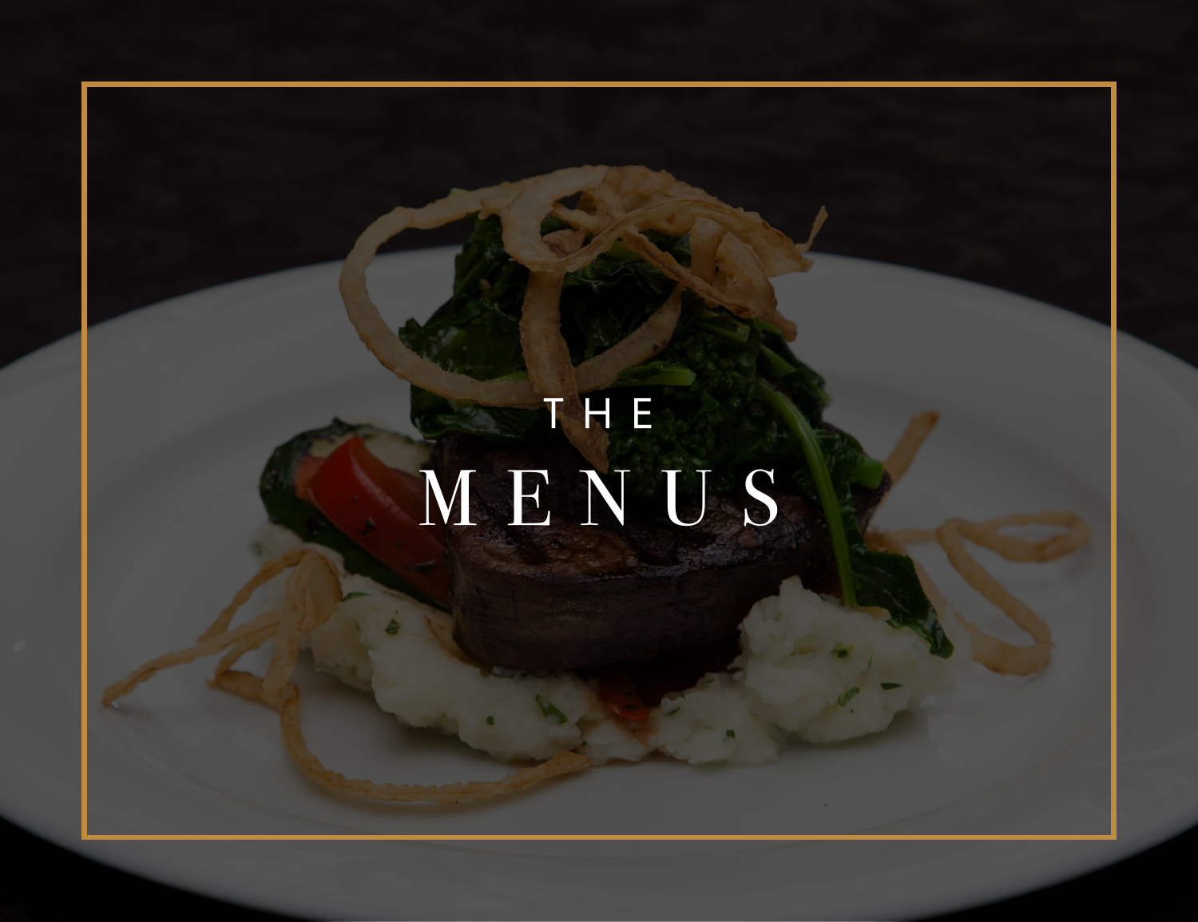# THE MENUS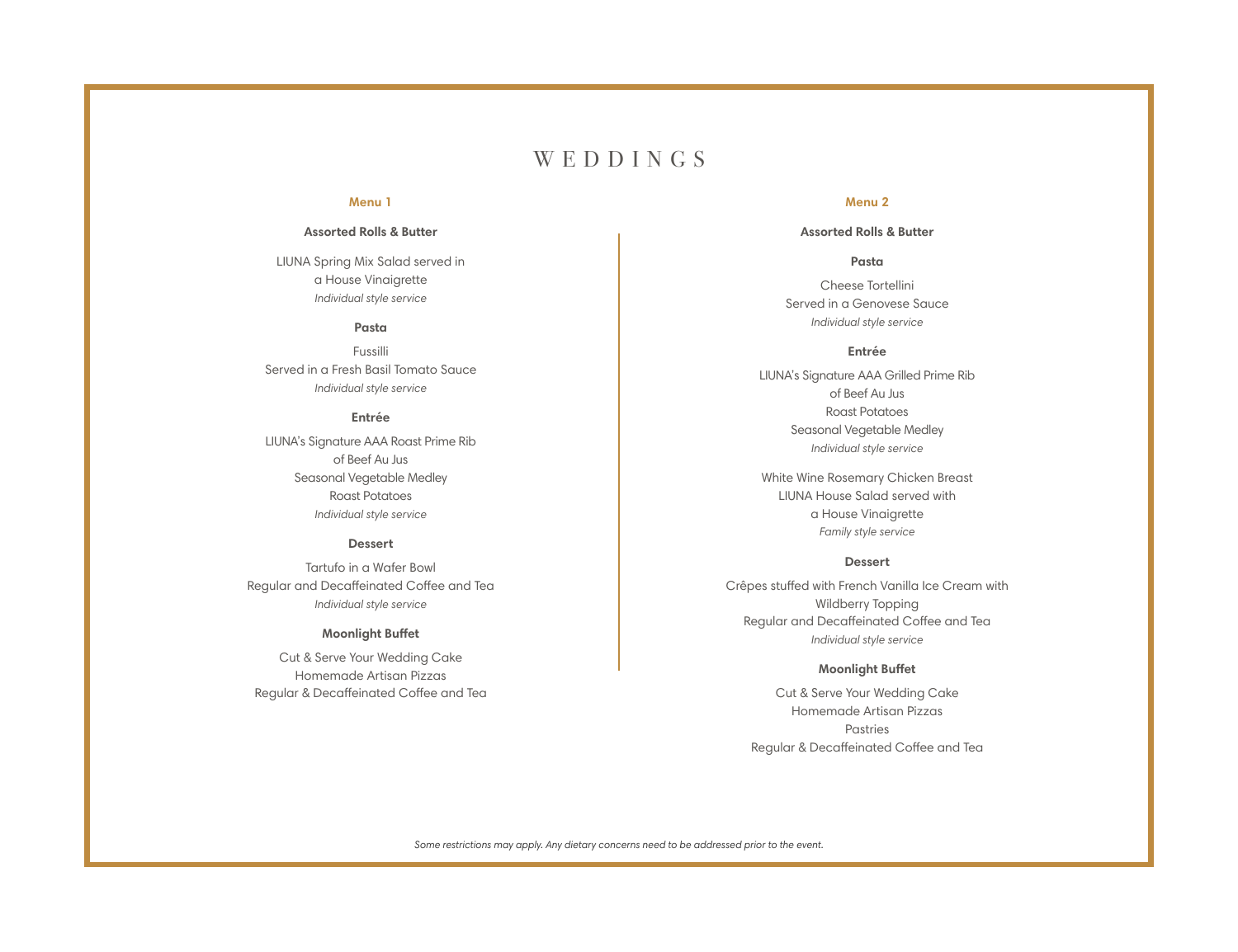# WEDDINGS

## Menu 1

**Assorted Rolls & Butter**

LIUNA Spring Mix Salad served in
a House Vinaigrette
*Individual style service*

**Pasta**

Fussilli
Served in a Fresh Basil Tomato Sauce
*Individual style service*

**Entrée**

LIUNA's Signature AAA Roast Prime Rib
of Beef Au Jus
Seasonal Vegetable Medley
Roast Potatoes
*Individual style service*

**Dessert**

Tartufo in a Wafer Bowl
Regular and Decaffeinated Coffee and Tea
*Individual style service*

**Moonlight Buffet**

Cut & Serve Your Wedding Cake
Homemade Artisan Pizzas
Regular & Decaffeinated Coffee and Tea

## Menu 2

**Assorted Rolls & Butter**

**Pasta**

Cheese Tortellini
Served in a Genovese Sauce
*Individual style service*

**Entrée**

LIUNA's Signature AAA Grilled Prime Rib
of Beef Au Jus
Roast Potatoes
Seasonal Vegetable Medley
*Individual style service*

White Wine Rosemary Chicken Breast
LIUNA House Salad served with
a House Vinaigrette
*Family style service*

**Dessert**

Crêpes stuffed with French Vanilla Ice Cream with
Wildberry Topping
Regular and Decaffeinated Coffee and Tea
*Individual style service*

**Moonlight Buffet**

Cut & Serve Your Wedding Cake
Homemade Artisan Pizzas
Pastries
Regular & Decaffeinated Coffee and Tea

*Some restrictions may apply. Any dietary concerns need to be addressed prior to the event.*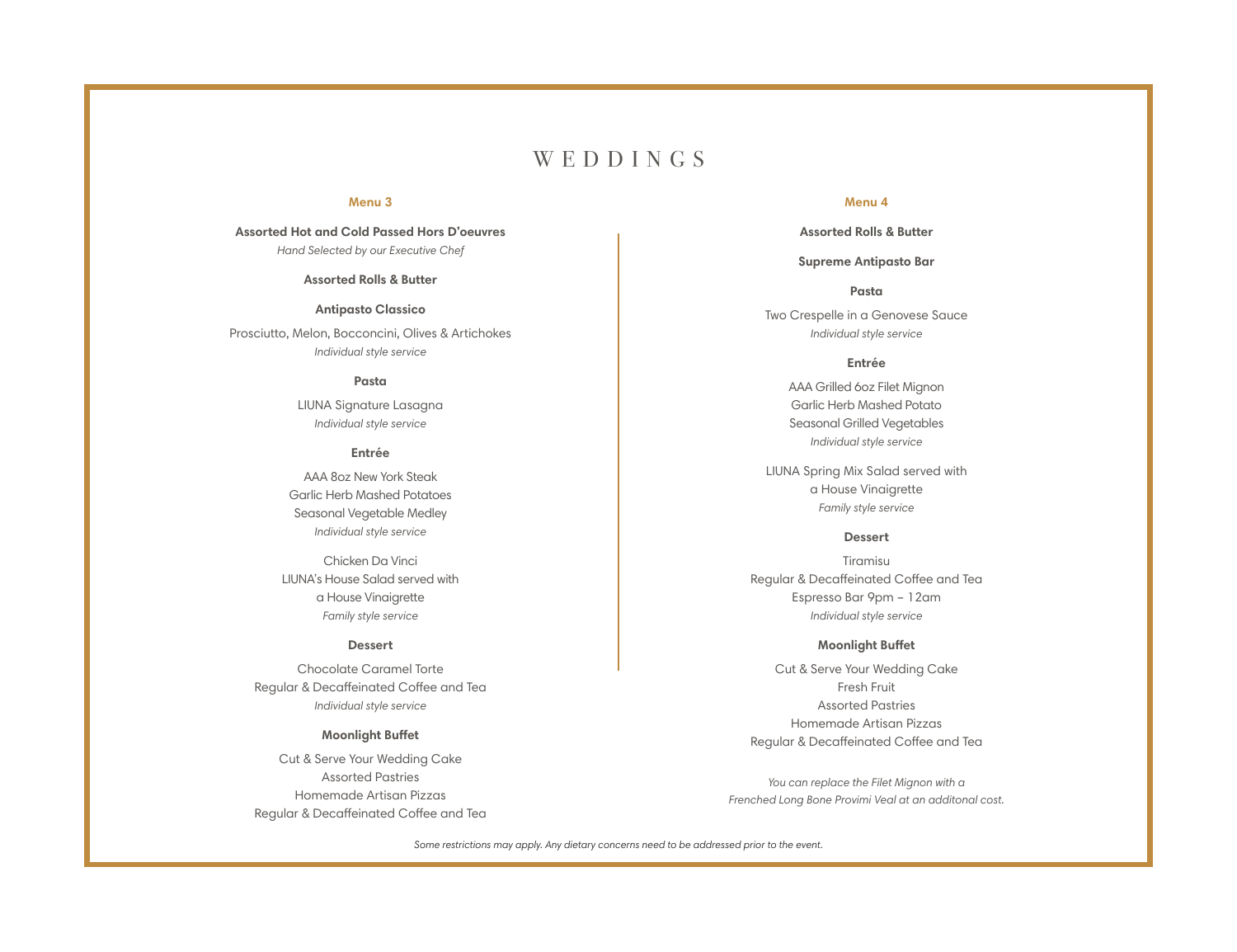# WEDDINGS

## Menu 3

**Assorted Hot and Cold Passed Hors D'oeuvres**
*Hand Selected by our Executive Chef*

**Assorted Rolls & Butter**

**Antipasto Classico**

Prosciutto, Melon, Bocconcini, Olives & Artichokes
*Individual style service*

**Pasta**

LIUNA Signature Lasagna
*Individual style service*

**Entrée**

AAA 8oz New York Steak
Garlic Herb Mashed Potatoes
Seasonal Vegetable Medley
*Individual style service*

Chicken Da Vinci
LIUNA's House Salad served with
a House Vinaigrette
*Family style service*

**Dessert**

Chocolate Caramel Torte
Regular & Decaffeinated Coffee and Tea
*Individual style service*

**Moonlight Buffet**

Cut & Serve Your Wedding Cake
Assorted Pastries
Homemade Artisan Pizzas
Regular & Decaffeinated Coffee and Tea

## Menu 4

**Assorted Rolls & Butter**

**Supreme Antipasto Bar**

**Pasta**

Two Crespelle in a Genovese Sauce
*Individual style service*

**Entrée**

AAA Grilled 6oz Filet Mignon
Garlic Herb Mashed Potato
Seasonal Grilled Vegetables
*Individual style service*

LIUNA Spring Mix Salad served with
a House Vinaigrette
*Family style service*

**Dessert**

Tiramisu
Regular & Decaffeinated Coffee and Tea
Espresso Bar 9pm – 12am
*Individual style service*

**Moonlight Buffet**

Cut & Serve Your Wedding Cake
Fresh Fruit
Assorted Pastries
Homemade Artisan Pizzas
Regular & Decaffeinated Coffee and Tea

*You can replace the Filet Mignon with a Frenched Long Bone Provimi Veal at an additonal cost.*

*Some restrictions may apply. Any dietary concerns need to be addressed prior to the event.*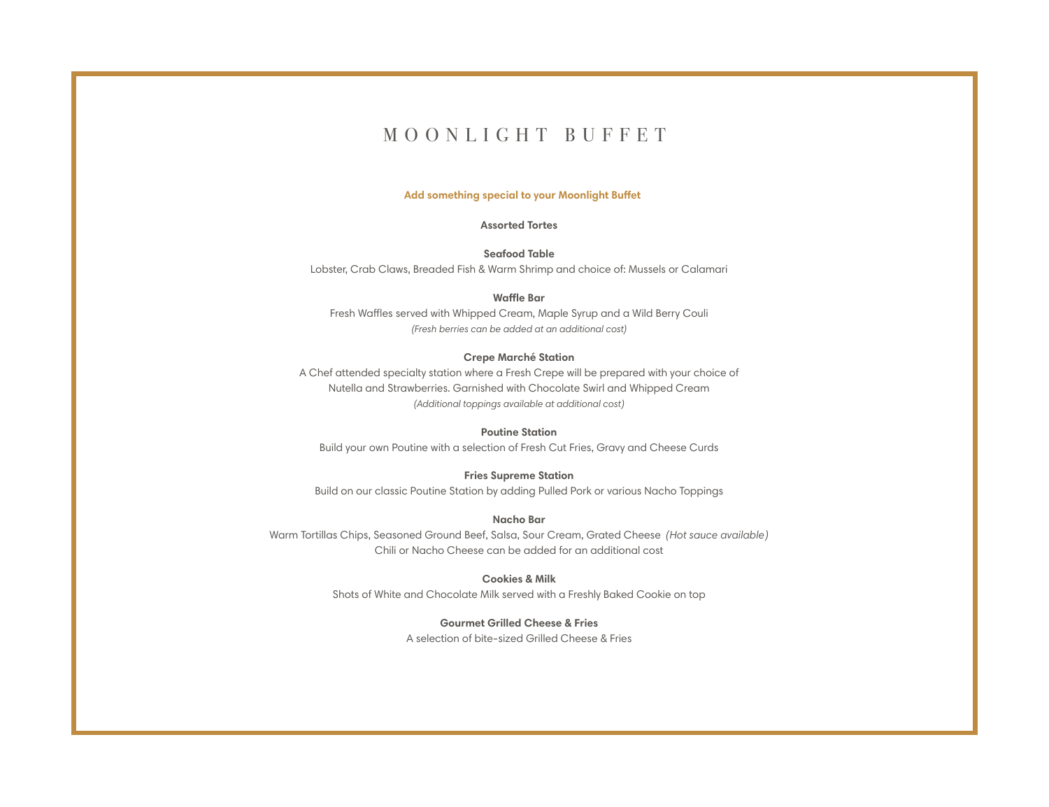# MOONLIGHT BUFFET

## Add something special to your Moonlight Buffet

**Assorted Tortes**

**Seafood Table**
Lobster, Crab Claws, Breaded Fish & Warm Shrimp and choice of: Mussels or Calamari

**Waffle Bar**
Fresh Waffles served with Whipped Cream, Maple Syrup and a Wild Berry Couli
*(Fresh berries can be added at an additional cost)*

**Crepe Marché Station**
A Chef attended specialty station where a Fresh Crepe will be prepared with your choice of Nutella and Strawberries. Garnished with Chocolate Swirl and Whipped Cream
*(Additional toppings available at additional cost)*

**Poutine Station**
Build your own Poutine with a selection of Fresh Cut Fries, Gravy and Cheese Curds

**Fries Supreme Station**
Build on our classic Poutine Station by adding Pulled Pork or various Nacho Toppings

**Nacho Bar**
Warm Tortillas Chips, Seasoned Ground Beef, Salsa, Sour Cream, Grated Cheese *(Hot sauce available)*
Chili or Nacho Cheese can be added for an additional cost

**Cookies & Milk**
Shots of White and Chocolate Milk served with a Freshly Baked Cookie on top

**Gourmet Grilled Cheese & Fries**
A selection of bite-sized Grilled Cheese & Fries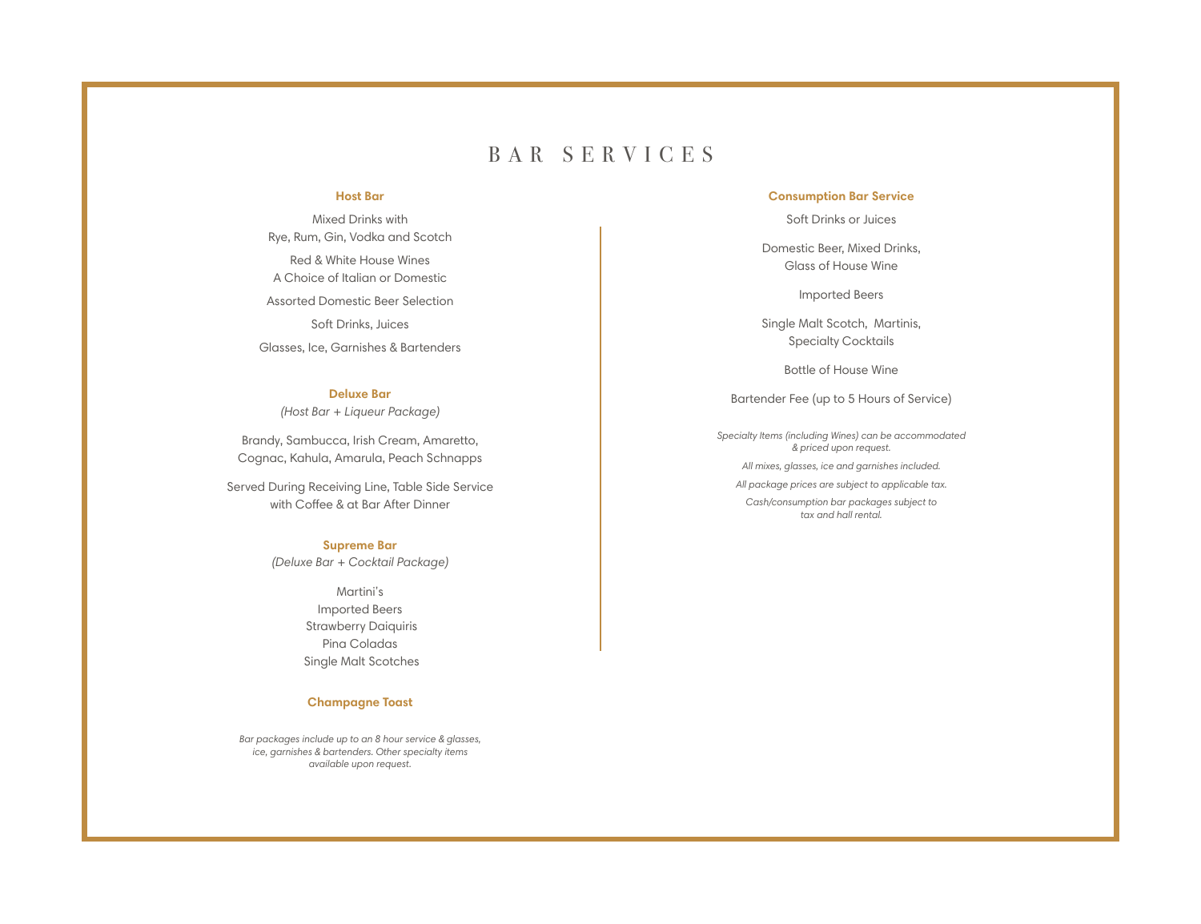# BAR SERVICES

## Host Bar

Mixed Drinks with
Rye, Rum, Gin, Vodka and Scotch

Red & White House Wines
A Choice of Italian or Domestic

Assorted Domestic Beer Selection

Soft Drinks, Juices

Glasses, Ice, Garnishes & Bartenders

## Deluxe Bar

*(Host Bar + Liqueur Package)*

Brandy, Sambucca, Irish Cream, Amaretto,
Cognac, Kahula, Amarula, Peach Schnapps

Served During Receiving Line, Table Side Service
with Coffee & at Bar After Dinner

## Supreme Bar

*(Deluxe Bar + Cocktail Package)*

Martini's
Imported Beers
Strawberry Daiquiris
Pina Coladas
Single Malt Scotches

## Champagne Toast

*Bar packages include up to an 8 hour service & glasses, ice, garnishes & bartenders. Other specialty items available upon request.*

## Consumption Bar Service

Soft Drinks or Juices

Domestic Beer, Mixed Drinks,
Glass of House Wine

Imported Beers

Single Malt Scotch, Martinis,
Specialty Cocktails

Bottle of House Wine

Bartender Fee (up to 5 Hours of Service)

*Specialty Items (including Wines) can be accommodated & priced upon request.*

*All mixes, glasses, ice and garnishes included.*

*All package prices are subject to applicable tax.*

*Cash/consumption bar packages subject to tax and hall rental.*